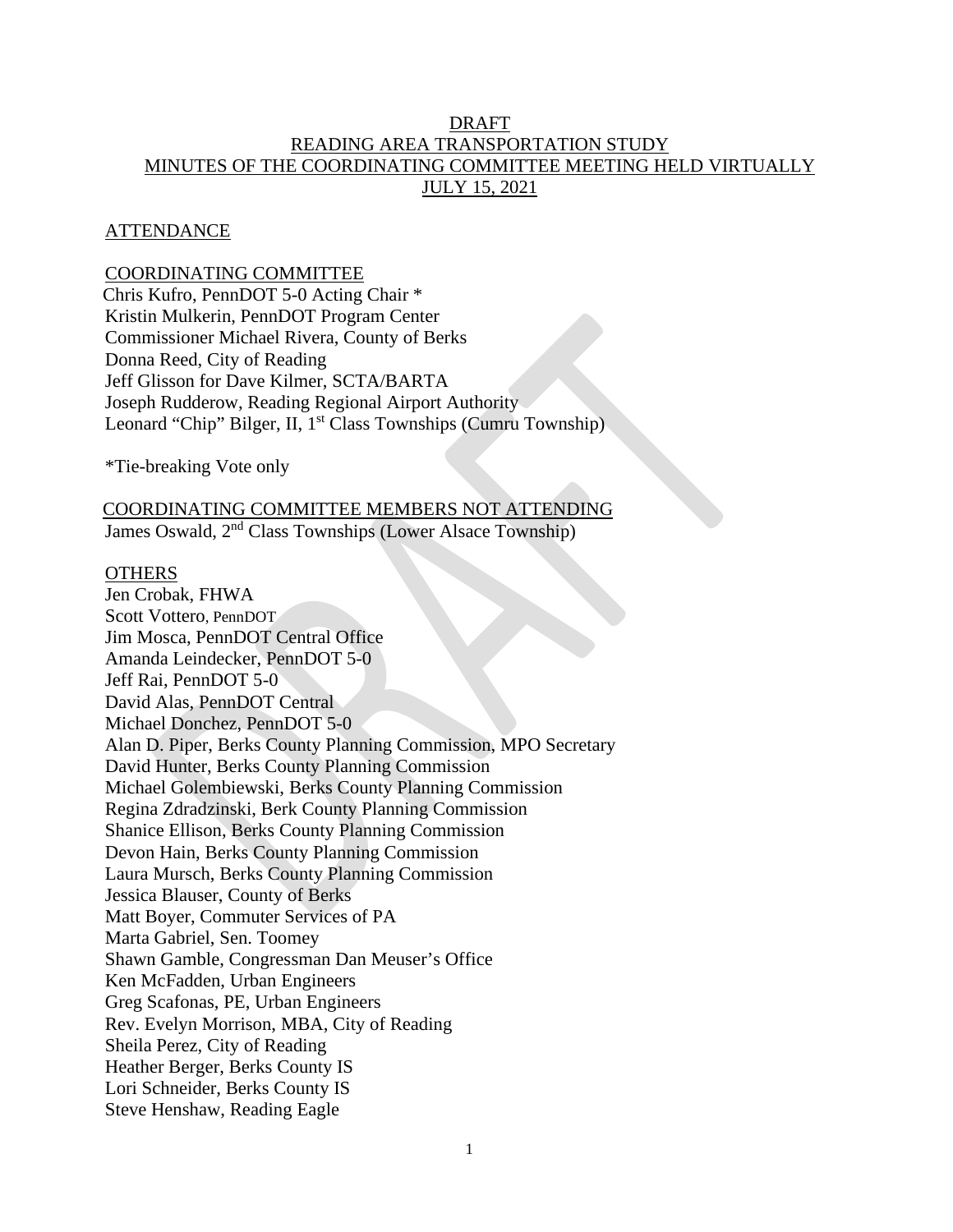DRAFT
READING AREA TRANSPORTATION STUDY
MINUTES OF THE COORDINATING COMMITTEE MEETING HELD VIRTUALLY
JULY 15, 2021

ATTENDANCE

COORDINATING COMMITTEE
Chris Kufro, PennDOT 5-0 Acting Chair *
Kristin Mulkerin, PennDOT Program Center
Commissioner Michael Rivera, County of Berks
Donna Reed, City of Reading
Jeff Glisson for Dave Kilmer, SCTA/BARTA
Joseph Rudderow, Reading Regional Airport Authority
Leonard "Chip" Bilger, II, 1st Class Townships (Cumru Township)

*Tie-breaking Vote only

COORDINATING COMMITTEE MEMBERS NOT ATTENDING
James Oswald, 2nd Class Townships (Lower Alsace Township)

OTHERS
Jen Crobak, FHWA
Scott Vottero, PennDOT
Jim Mosca, PennDOT Central Office
Amanda Leindecker, PennDOT 5-0
Jeff Rai, PennDOT 5-0
David Alas, PennDOT Central
Michael Donchez, PennDOT 5-0
Alan D. Piper, Berks County Planning Commission, MPO Secretary
David Hunter, Berks County Planning Commission
Michael Golembiewski, Berks County Planning Commission
Regina Zdradzinski, Berk County Planning Commission
Shanice Ellison, Berks County Planning Commission
Devon Hain, Berks County Planning Commission
Laura Mursch, Berks County Planning Commission
Jessica Blauser, County of Berks
Matt Boyer, Commuter Services of PA
Marta Gabriel, Sen. Toomey
Shawn Gamble, Congressman Dan Meuser's Office
Ken McFadden, Urban Engineers
Greg Scafonas, PE, Urban Engineers
Rev. Evelyn Morrison, MBA, City of Reading
Sheila Perez, City of Reading
Heather Berger, Berks County IS
Lori Schneider, Berks County IS
Steve Henshaw, Reading Eagle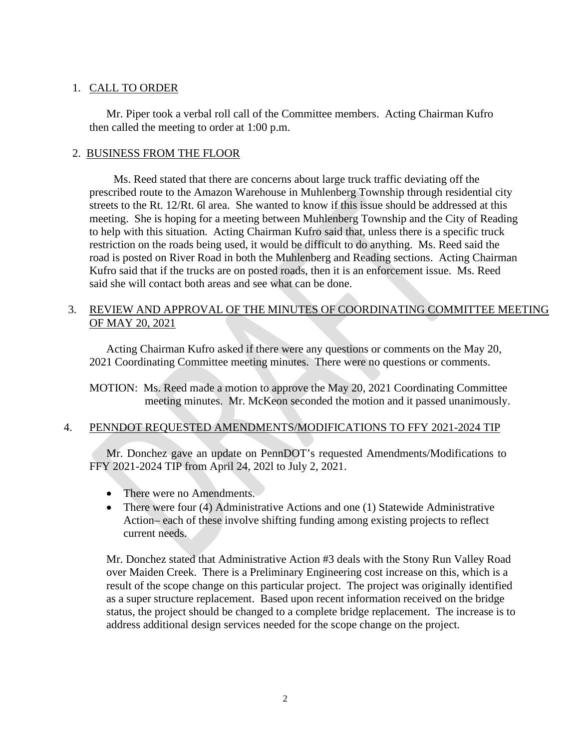1. CALL TO ORDER

Mr. Piper took a verbal roll call of the Committee members. Acting Chairman Kufro then called the meeting to order at 1:00 p.m.

2. BUSINESS FROM THE FLOOR

Ms. Reed stated that there are concerns about large truck traffic deviating off the prescribed route to the Amazon Warehouse in Muhlenberg Township through residential city streets to the Rt. 12/Rt. 6l area. She wanted to know if this issue should be addressed at this meeting. She is hoping for a meeting between Muhlenberg Township and the City of Reading to help with this situation. Acting Chairman Kufro said that, unless there is a specific truck restriction on the roads being used, it would be difficult to do anything. Ms. Reed said the road is posted on River Road in both the Muhlenberg and Reading sections. Acting Chairman Kufro said that if the trucks are on posted roads, then it is an enforcement issue. Ms. Reed said she will contact both areas and see what can be done.

3. REVIEW AND APPROVAL OF THE MINUTES OF COORDINATING COMMITTEE MEETING OF MAY 20, 2021

Acting Chairman Kufro asked if there were any questions or comments on the May 20, 2021 Coordinating Committee meeting minutes. There were no questions or comments.

MOTION: Ms. Reed made a motion to approve the May 20, 2021 Coordinating Committee meeting minutes. Mr. McKeon seconded the motion and it passed unanimously.

4. PENNDOT REQUESTED AMENDMENTS/MODIFICATIONS TO FFY 2021-2024 TIP

Mr. Donchez gave an update on PennDOT's requested Amendments/Modifications to FFY 2021-2024 TIP from April 24, 202l to July 2, 2021.

- There were no Amendments.
- There were four (4) Administrative Actions and one (1) Statewide Administrative Action– each of these involve shifting funding among existing projects to reflect current needs.

Mr. Donchez stated that Administrative Action #3 deals with the Stony Run Valley Road over Maiden Creek. There is a Preliminary Engineering cost increase on this, which is a result of the scope change on this particular project. The project was originally identified as a super structure replacement. Based upon recent information received on the bridge status, the project should be changed to a complete bridge replacement. The increase is to address additional design services needed for the scope change on the project.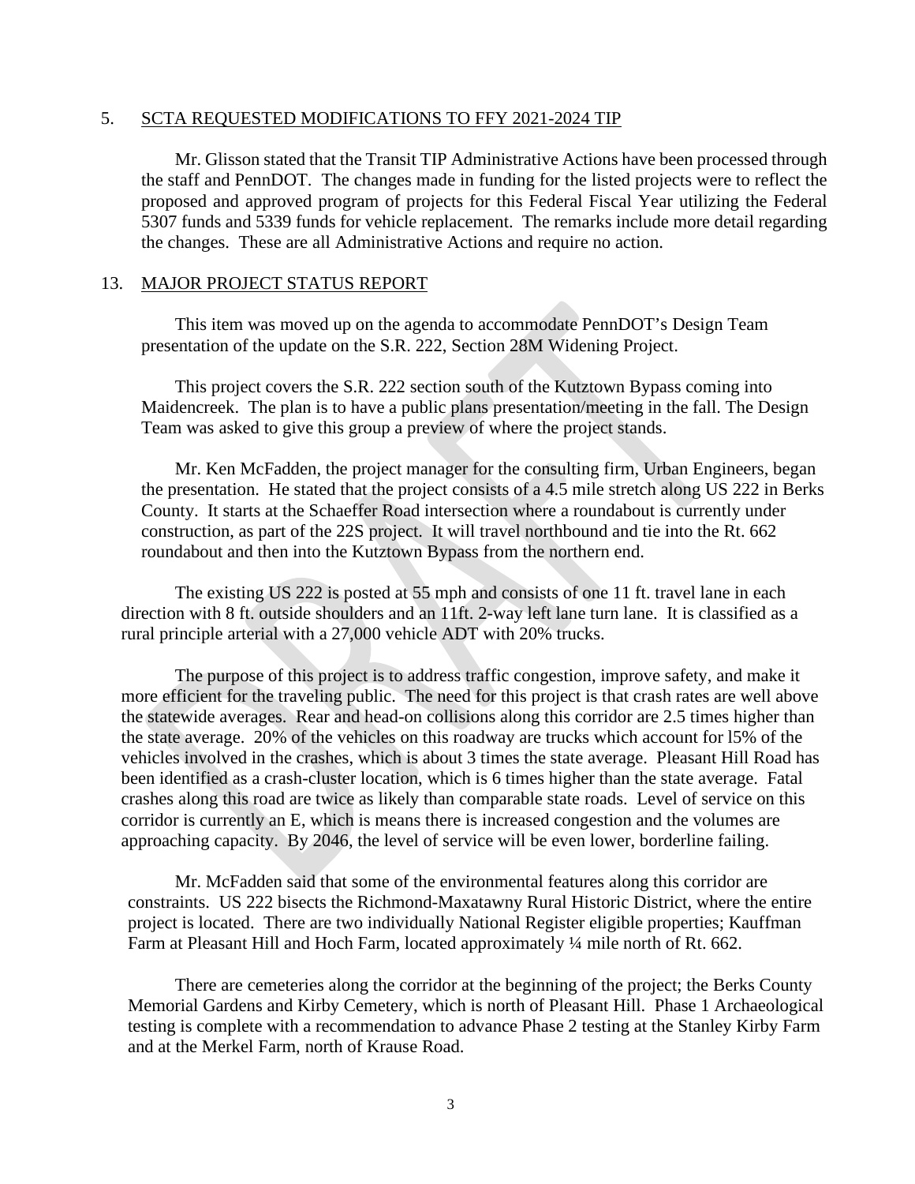5. SCTA REQUESTED MODIFICATIONS TO FFY 2021-2024 TIP

Mr. Glisson stated that the Transit TIP Administrative Actions have been processed through the staff and PennDOT. The changes made in funding for the listed projects were to reflect the proposed and approved program of projects for this Federal Fiscal Year utilizing the Federal 5307 funds and 5339 funds for vehicle replacement. The remarks include more detail regarding the changes. These are all Administrative Actions and require no action.

13. MAJOR PROJECT STATUS REPORT

This item was moved up on the agenda to accommodate PennDOT's Design Team presentation of the update on the S.R. 222, Section 28M Widening Project.

This project covers the S.R. 222 section south of the Kutztown Bypass coming into Maidencreek. The plan is to have a public plans presentation/meeting in the fall. The Design Team was asked to give this group a preview of where the project stands.

Mr. Ken McFadden, the project manager for the consulting firm, Urban Engineers, began the presentation. He stated that the project consists of a 4.5 mile stretch along US 222 in Berks County. It starts at the Schaeffer Road intersection where a roundabout is currently under construction, as part of the 22S project. It will travel northbound and tie into the Rt. 662 roundabout and then into the Kutztown Bypass from the northern end.

The existing US 222 is posted at 55 mph and consists of one 11 ft. travel lane in each direction with 8 ft. outside shoulders and an 11ft. 2-way left lane turn lane. It is classified as a rural principle arterial with a 27,000 vehicle ADT with 20% trucks.

The purpose of this project is to address traffic congestion, improve safety, and make it more efficient for the traveling public. The need for this project is that crash rates are well above the statewide averages. Rear and head-on collisions along this corridor are 2.5 times higher than the state average. 20% of the vehicles on this roadway are trucks which account for l5% of the vehicles involved in the crashes, which is about 3 times the state average. Pleasant Hill Road has been identified as a crash-cluster location, which is 6 times higher than the state average. Fatal crashes along this road are twice as likely than comparable state roads. Level of service on this corridor is currently an E, which is means there is increased congestion and the volumes are approaching capacity. By 2046, the level of service will be even lower, borderline failing.

Mr. McFadden said that some of the environmental features along this corridor are constraints. US 222 bisects the Richmond-Maxatawny Rural Historic District, where the entire project is located. There are two individually National Register eligible properties; Kauffman Farm at Pleasant Hill and Hoch Farm, located approximately ¼ mile north of Rt. 662.

There are cemeteries along the corridor at the beginning of the project; the Berks County Memorial Gardens and Kirby Cemetery, which is north of Pleasant Hill. Phase 1 Archaeological testing is complete with a recommendation to advance Phase 2 testing at the Stanley Kirby Farm and at the Merkel Farm, north of Krause Road.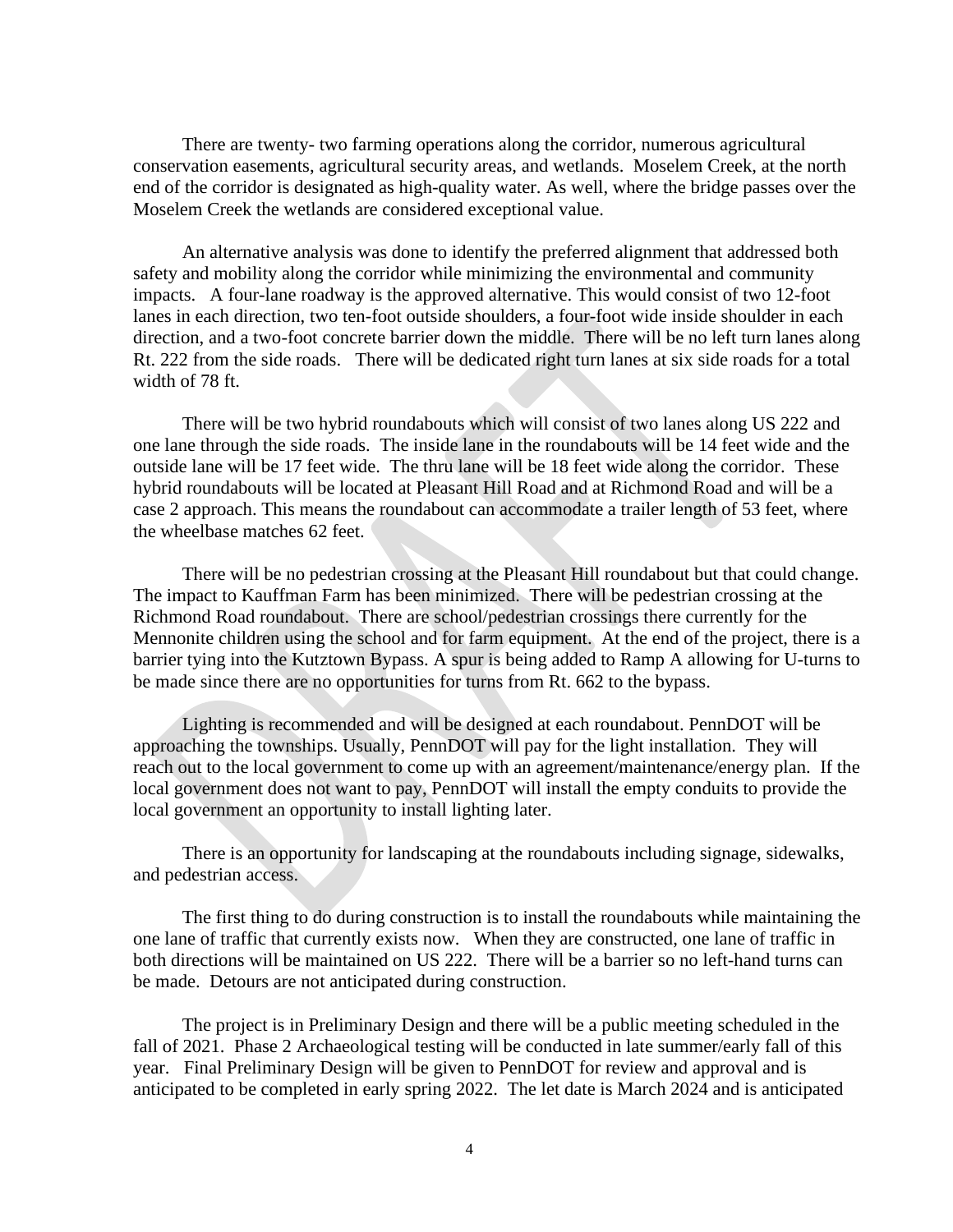There are twenty- two farming operations along the corridor, numerous agricultural conservation easements, agricultural security areas, and wetlands. Moselem Creek, at the north end of the corridor is designated as high-quality water. As well, where the bridge passes over the Moselem Creek the wetlands are considered exceptional value.

An alternative analysis was done to identify the preferred alignment that addressed both safety and mobility along the corridor while minimizing the environmental and community impacts. A four-lane roadway is the approved alternative. This would consist of two 12-foot lanes in each direction, two ten-foot outside shoulders, a four-foot wide inside shoulder in each direction, and a two-foot concrete barrier down the middle. There will be no left turn lanes along Rt. 222 from the side roads. There will be dedicated right turn lanes at six side roads for a total width of 78 ft.

There will be two hybrid roundabouts which will consist of two lanes along US 222 and one lane through the side roads. The inside lane in the roundabouts will be 14 feet wide and the outside lane will be 17 feet wide. The thru lane will be 18 feet wide along the corridor. These hybrid roundabouts will be located at Pleasant Hill Road and at Richmond Road and will be a case 2 approach. This means the roundabout can accommodate a trailer length of 53 feet, where the wheelbase matches 62 feet.

There will be no pedestrian crossing at the Pleasant Hill roundabout but that could change. The impact to Kauffman Farm has been minimized. There will be pedestrian crossing at the Richmond Road roundabout. There are school/pedestrian crossings there currently for the Mennonite children using the school and for farm equipment. At the end of the project, there is a barrier tying into the Kutztown Bypass. A spur is being added to Ramp A allowing for U-turns to be made since there are no opportunities for turns from Rt. 662 to the bypass.

Lighting is recommended and will be designed at each roundabout. PennDOT will be approaching the townships. Usually, PennDOT will pay for the light installation. They will reach out to the local government to come up with an agreement/maintenance/energy plan. If the local government does not want to pay, PennDOT will install the empty conduits to provide the local government an opportunity to install lighting later.

There is an opportunity for landscaping at the roundabouts including signage, sidewalks, and pedestrian access.

The first thing to do during construction is to install the roundabouts while maintaining the one lane of traffic that currently exists now. When they are constructed, one lane of traffic in both directions will be maintained on US 222. There will be a barrier so no left-hand turns can be made. Detours are not anticipated during construction.

The project is in Preliminary Design and there will be a public meeting scheduled in the fall of 2021. Phase 2 Archaeological testing will be conducted in late summer/early fall of this year. Final Preliminary Design will be given to PennDOT for review and approval and is anticipated to be completed in early spring 2022. The let date is March 2024 and is anticipated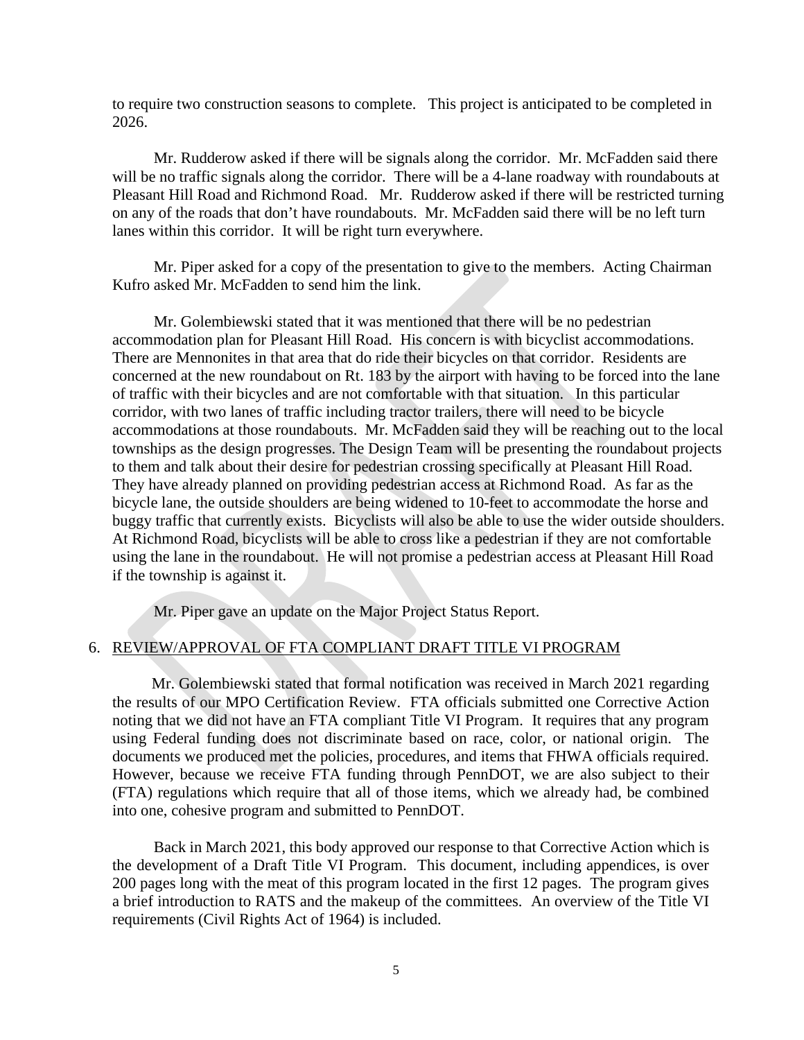to require two construction seasons to complete. This project is anticipated to be completed in 2026.

Mr. Rudderow asked if there will be signals along the corridor. Mr. McFadden said there will be no traffic signals along the corridor. There will be a 4-lane roadway with roundabouts at Pleasant Hill Road and Richmond Road. Mr. Rudderow asked if there will be restricted turning on any of the roads that don't have roundabouts. Mr. McFadden said there will be no left turn lanes within this corridor. It will be right turn everywhere.

Mr. Piper asked for a copy of the presentation to give to the members. Acting Chairman Kufro asked Mr. McFadden to send him the link.

Mr. Golembiewski stated that it was mentioned that there will be no pedestrian accommodation plan for Pleasant Hill Road. His concern is with bicyclist accommodations. There are Mennonites in that area that do ride their bicycles on that corridor. Residents are concerned at the new roundabout on Rt. 183 by the airport with having to be forced into the lane of traffic with their bicycles and are not comfortable with that situation. In this particular corridor, with two lanes of traffic including tractor trailers, there will need to be bicycle accommodations at those roundabouts. Mr. McFadden said they will be reaching out to the local townships as the design progresses. The Design Team will be presenting the roundabout projects to them and talk about their desire for pedestrian crossing specifically at Pleasant Hill Road. They have already planned on providing pedestrian access at Richmond Road. As far as the bicycle lane, the outside shoulders are being widened to 10-feet to accommodate the horse and buggy traffic that currently exists. Bicyclists will also be able to use the wider outside shoulders. At Richmond Road, bicyclists will be able to cross like a pedestrian if they are not comfortable using the lane in the roundabout. He will not promise a pedestrian access at Pleasant Hill Road if the township is against it.

Mr. Piper gave an update on the Major Project Status Report.

6. <u>REVIEW/APPROVAL OF FTA COMPLIANT DRAFT TITLE VI PROGRAM</u>

Mr. Golembiewski stated that formal notification was received in March 2021 regarding the results of our MPO Certification Review. FTA officials submitted one Corrective Action noting that we did not have an FTA compliant Title VI Program. It requires that any program using Federal funding does not discriminate based on race, color, or national origin. The documents we produced met the policies, procedures, and items that FHWA officials required. However, because we receive FTA funding through PennDOT, we are also subject to their (FTA) regulations which require that all of those items, which we already had, be combined into one, cohesive program and submitted to PennDOT.

Back in March 2021, this body approved our response to that Corrective Action which is the development of a Draft Title VI Program. This document, including appendices, is over 200 pages long with the meat of this program located in the first 12 pages. The program gives a brief introduction to RATS and the makeup of the committees. An overview of the Title VI requirements (Civil Rights Act of 1964) is included.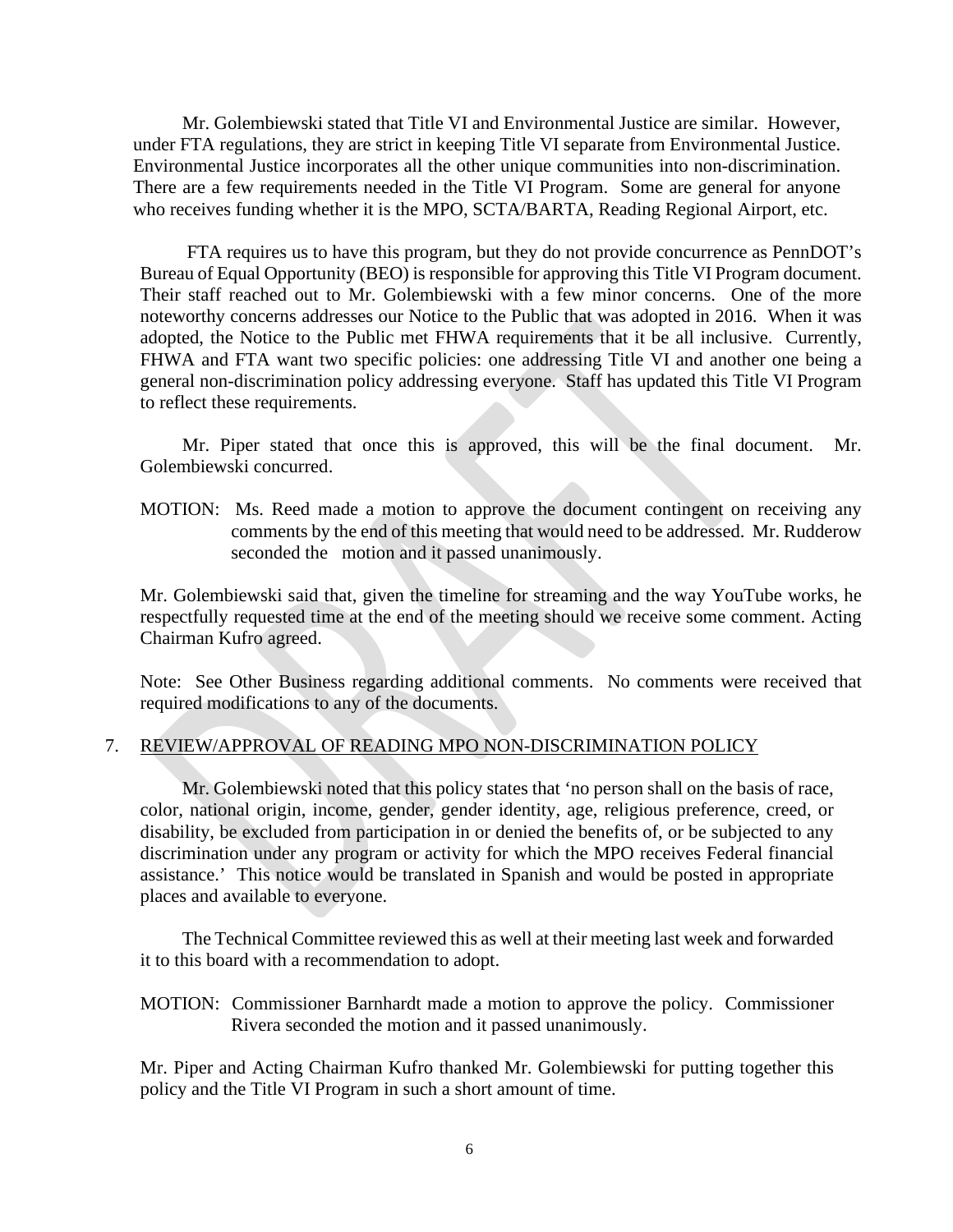Mr. Golembiewski stated that Title VI and Environmental Justice are similar. However, under FTA regulations, they are strict in keeping Title VI separate from Environmental Justice. Environmental Justice incorporates all the other unique communities into non-discrimination. There are a few requirements needed in the Title VI Program. Some are general for anyone who receives funding whether it is the MPO, SCTA/BARTA, Reading Regional Airport, etc.

FTA requires us to have this program, but they do not provide concurrence as PennDOT's Bureau of Equal Opportunity (BEO) is responsible for approving this Title VI Program document. Their staff reached out to Mr. Golembiewski with a few minor concerns. One of the more noteworthy concerns addresses our Notice to the Public that was adopted in 2016. When it was adopted, the Notice to the Public met FHWA requirements that it be all inclusive. Currently, FHWA and FTA want two specific policies: one addressing Title VI and another one being a general non-discrimination policy addressing everyone. Staff has updated this Title VI Program to reflect these requirements.

Mr. Piper stated that once this is approved, this will be the final document. Mr. Golembiewski concurred.

MOTION: Ms. Reed made a motion to approve the document contingent on receiving any comments by the end of this meeting that would need to be addressed. Mr. Rudderow seconded the motion and it passed unanimously.

Mr. Golembiewski said that, given the timeline for streaming and the way YouTube works, he respectfully requested time at the end of the meeting should we receive some comment. Acting Chairman Kufro agreed.

Note: See Other Business regarding additional comments. No comments were received that required modifications to any of the documents.

7. REVIEW/APPROVAL OF READING MPO NON-DISCRIMINATION POLICY

Mr. Golembiewski noted that this policy states that 'no person shall on the basis of race, color, national origin, income, gender, gender identity, age, religious preference, creed, or disability, be excluded from participation in or denied the benefits of, or be subjected to any discrimination under any program or activity for which the MPO receives Federal financial assistance.' This notice would be translated in Spanish and would be posted in appropriate places and available to everyone.

The Technical Committee reviewed this as well at their meeting last week and forwarded it to this board with a recommendation to adopt.

MOTION: Commissioner Barnhardt made a motion to approve the policy. Commissioner Rivera seconded the motion and it passed unanimously.

Mr. Piper and Acting Chairman Kufro thanked Mr. Golembiewski for putting together this policy and the Title VI Program in such a short amount of time.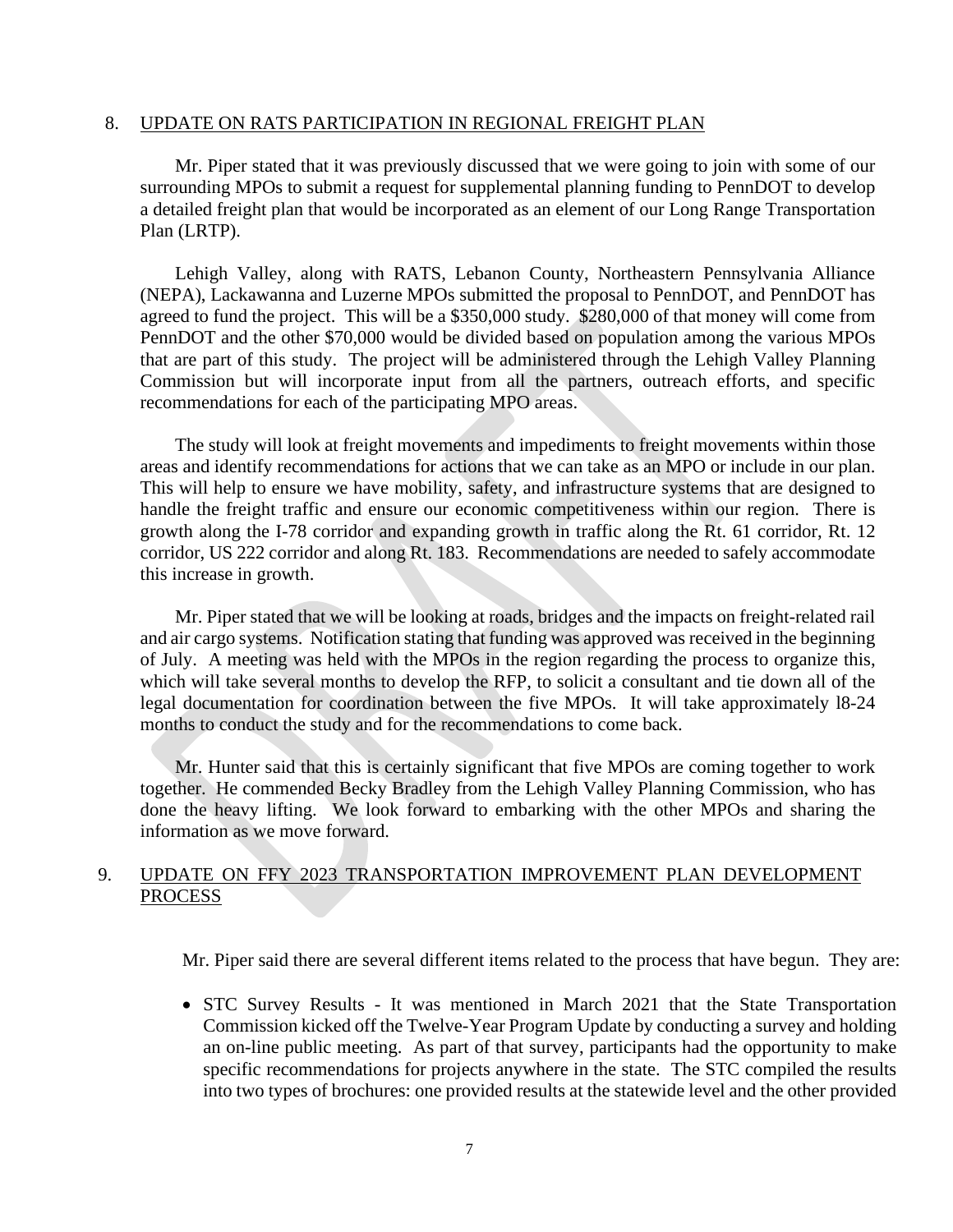8. UPDATE ON RATS PARTICIPATION IN REGIONAL FREIGHT PLAN

Mr. Piper stated that it was previously discussed that we were going to join with some of our surrounding MPOs to submit a request for supplemental planning funding to PennDOT to develop a detailed freight plan that would be incorporated as an element of our Long Range Transportation Plan (LRTP).

Lehigh Valley, along with RATS, Lebanon County, Northeastern Pennsylvania Alliance (NEPA), Lackawanna and Luzerne MPOs submitted the proposal to PennDOT, and PennDOT has agreed to fund the project. This will be a $350,000 study. $280,000 of that money will come from PennDOT and the other $70,000 would be divided based on population among the various MPOs that are part of this study. The project will be administered through the Lehigh Valley Planning Commission but will incorporate input from all the partners, outreach efforts, and specific recommendations for each of the participating MPO areas.

The study will look at freight movements and impediments to freight movements within those areas and identify recommendations for actions that we can take as an MPO or include in our plan. This will help to ensure we have mobility, safety, and infrastructure systems that are designed to handle the freight traffic and ensure our economic competitiveness within our region. There is growth along the I-78 corridor and expanding growth in traffic along the Rt. 61 corridor, Rt. 12 corridor, US 222 corridor and along Rt. 183. Recommendations are needed to safely accommodate this increase in growth.

Mr. Piper stated that we will be looking at roads, bridges and the impacts on freight-related rail and air cargo systems. Notification stating that funding was approved was received in the beginning of July. A meeting was held with the MPOs in the region regarding the process to organize this, which will take several months to develop the RFP, to solicit a consultant and tie down all of the legal documentation for coordination between the five MPOs. It will take approximately l8-24 months to conduct the study and for the recommendations to come back.

Mr. Hunter said that this is certainly significant that five MPOs are coming together to work together. He commended Becky Bradley from the Lehigh Valley Planning Commission, who has done the heavy lifting. We look forward to embarking with the other MPOs and sharing the information as we move forward.

9. UPDATE ON FFY 2023 TRANSPORTATION IMPROVEMENT PLAN DEVELOPMENT PROCESS

Mr. Piper said there are several different items related to the process that have begun. They are:

- STC Survey Results - It was mentioned in March 2021 that the State Transportation Commission kicked off the Twelve-Year Program Update by conducting a survey and holding an on-line public meeting. As part of that survey, participants had the opportunity to make specific recommendations for projects anywhere in the state. The STC compiled the results into two types of brochures: one provided results at the statewide level and the other provided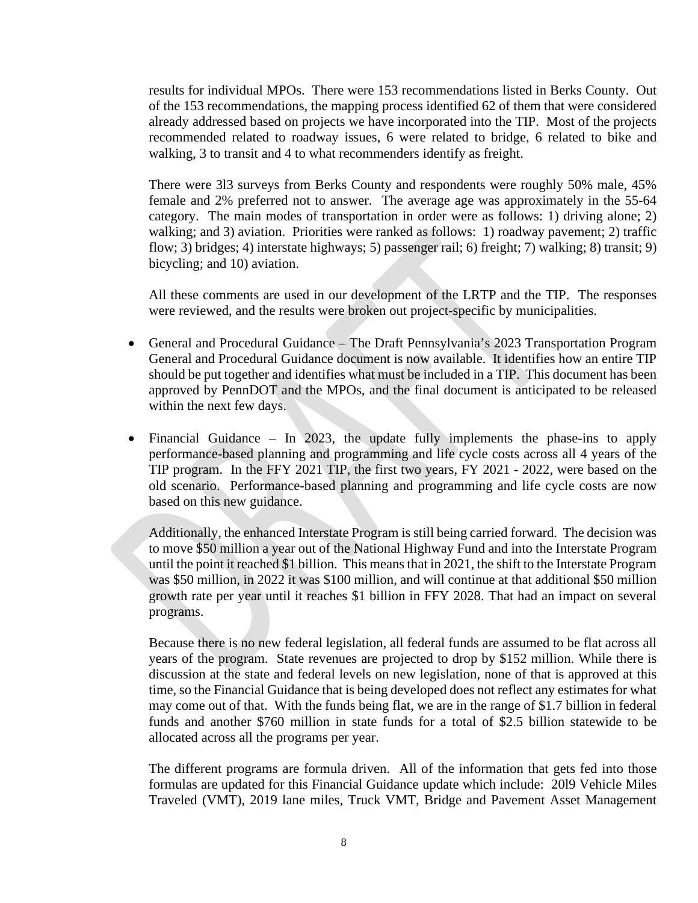results for individual MPOs. There were 153 recommendations listed in Berks County. Out of the 153 recommendations, the mapping process identified 62 of them that were considered already addressed based on projects we have incorporated into the TIP. Most of the projects recommended related to roadway issues, 6 were related to bridge, 6 related to bike and walking, 3 to transit and 4 to what recommenders identify as freight.

There were 3l3 surveys from Berks County and respondents were roughly 50% male, 45% female and 2% preferred not to answer. The average age was approximately in the 55-64 category. The main modes of transportation in order were as follows: 1) driving alone; 2) walking; and 3) aviation. Priorities were ranked as follows: 1) roadway pavement; 2) traffic flow; 3) bridges; 4) interstate highways; 5) passenger rail; 6) freight; 7) walking; 8) transit; 9) bicycling; and 10) aviation.

All these comments are used in our development of the LRTP and the TIP. The responses were reviewed, and the results were broken out project-specific by municipalities.

- General and Procedural Guidance – The Draft Pennsylvania's 2023 Transportation Program General and Procedural Guidance document is now available. It identifies how an entire TIP should be put together and identifies what must be included in a TIP. This document has been approved by PennDOT and the MPOs, and the final document is anticipated to be released within the next few days.

- Financial Guidance – In 2023, the update fully implements the phase-ins to apply performance-based planning and programming and life cycle costs across all 4 years of the TIP program. In the FFY 2021 TIP, the first two years, FY 2021 - 2022, were based on the old scenario. Performance-based planning and programming and life cycle costs are now based on this new guidance.

  Additionally, the enhanced Interstate Program is still being carried forward. The decision was to move $50 million a year out of the National Highway Fund and into the Interstate Program until the point it reached $1 billion. This means that in 2021, the shift to the Interstate Program was $50 million, in 2022 it was $100 million, and will continue at that additional $50 million growth rate per year until it reaches $1 billion in FFY 2028. That had an impact on several programs.

  Because there is no new federal legislation, all federal funds are assumed to be flat across all years of the program. State revenues are projected to drop by $152 million. While there is discussion at the state and federal levels on new legislation, none of that is approved at this time, so the Financial Guidance that is being developed does not reflect any estimates for what may come out of that. With the funds being flat, we are in the range of $1.7 billion in federal funds and another $760 million in state funds for a total of $2.5 billion statewide to be allocated across all the programs per year.

  The different programs are formula driven. All of the information that gets fed into those formulas are updated for this Financial Guidance update which include: 20l9 Vehicle Miles Traveled (VMT), 2019 lane miles, Truck VMT, Bridge and Pavement Asset Management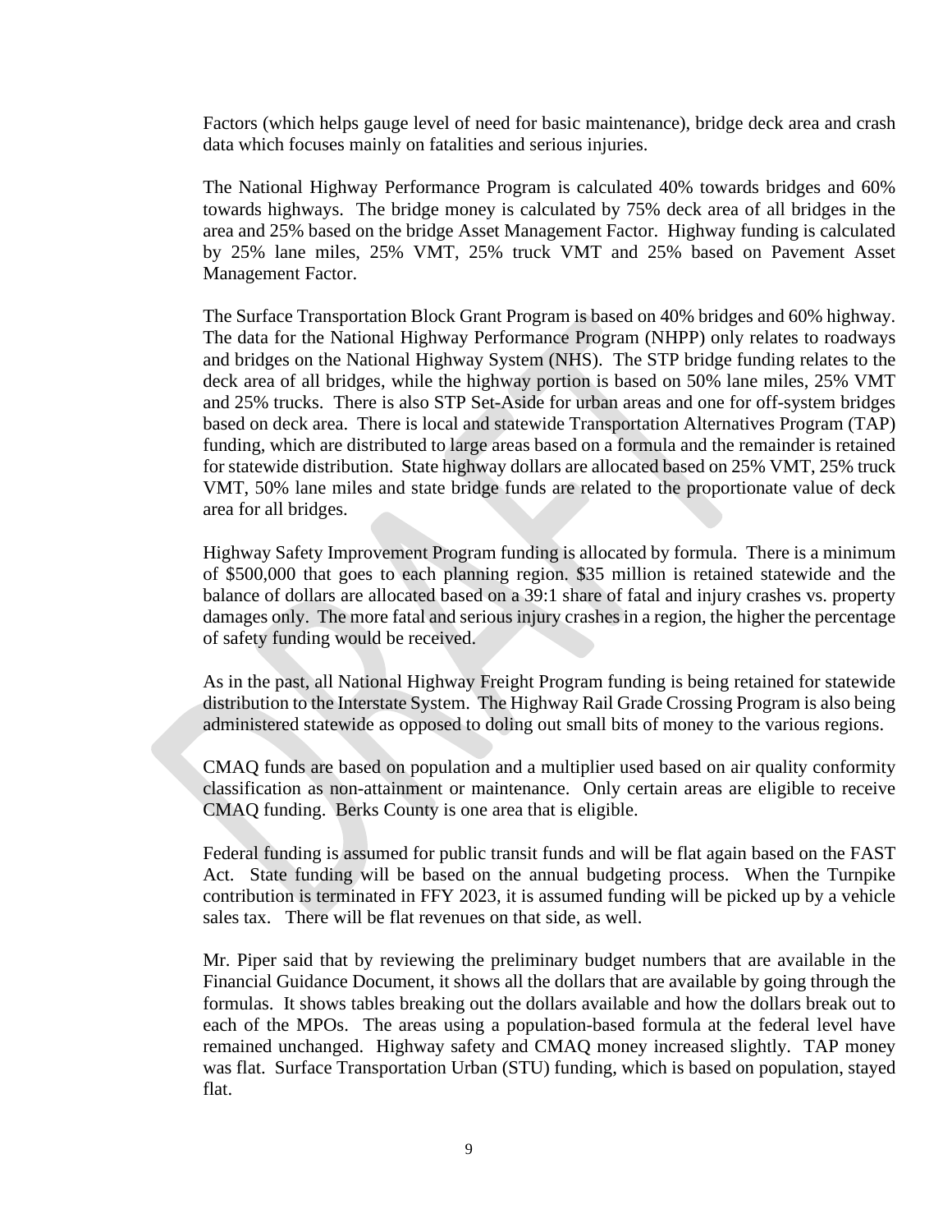Factors (which helps gauge level of need for basic maintenance), bridge deck area and crash data which focuses mainly on fatalities and serious injuries.

The National Highway Performance Program is calculated 40% towards bridges and 60% towards highways. The bridge money is calculated by 75% deck area of all bridges in the area and 25% based on the bridge Asset Management Factor. Highway funding is calculated by 25% lane miles, 25% VMT, 25% truck VMT and 25% based on Pavement Asset Management Factor.

The Surface Transportation Block Grant Program is based on 40% bridges and 60% highway. The data for the National Highway Performance Program (NHPP) only relates to roadways and bridges on the National Highway System (NHS). The STP bridge funding relates to the deck area of all bridges, while the highway portion is based on 50% lane miles, 25% VMT and 25% trucks. There is also STP Set-Aside for urban areas and one for off-system bridges based on deck area. There is local and statewide Transportation Alternatives Program (TAP) funding, which are distributed to large areas based on a formula and the remainder is retained for statewide distribution. State highway dollars are allocated based on 25% VMT, 25% truck VMT, 50% lane miles and state bridge funds are related to the proportionate value of deck area for all bridges.

Highway Safety Improvement Program funding is allocated by formula. There is a minimum of $500,000 that goes to each planning region. $35 million is retained statewide and the balance of dollars are allocated based on a 39:1 share of fatal and injury crashes vs. property damages only. The more fatal and serious injury crashes in a region, the higher the percentage of safety funding would be received.

As in the past, all National Highway Freight Program funding is being retained for statewide distribution to the Interstate System. The Highway Rail Grade Crossing Program is also being administered statewide as opposed to doling out small bits of money to the various regions.

CMAQ funds are based on population and a multiplier used based on air quality conformity classification as non-attainment or maintenance. Only certain areas are eligible to receive CMAQ funding. Berks County is one area that is eligible.

Federal funding is assumed for public transit funds and will be flat again based on the FAST Act. State funding will be based on the annual budgeting process. When the Turnpike contribution is terminated in FFY 2023, it is assumed funding will be picked up by a vehicle sales tax. There will be flat revenues on that side, as well.

Mr. Piper said that by reviewing the preliminary budget numbers that are available in the Financial Guidance Document, it shows all the dollars that are available by going through the formulas. It shows tables breaking out the dollars available and how the dollars break out to each of the MPOs. The areas using a population-based formula at the federal level have remained unchanged. Highway safety and CMAQ money increased slightly. TAP money was flat. Surface Transportation Urban (STU) funding, which is based on population, stayed flat.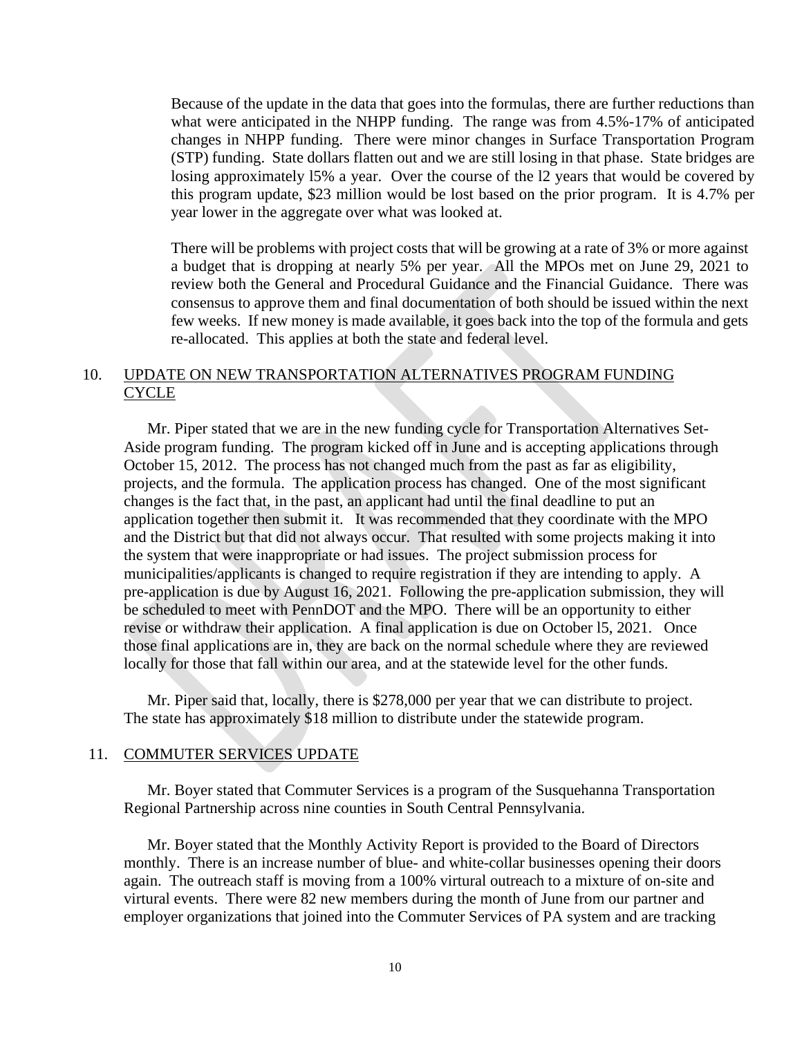Because of the update in the data that goes into the formulas, there are further reductions than what were anticipated in the NHPP funding. The range was from 4.5%-17% of anticipated changes in NHPP funding. There were minor changes in Surface Transportation Program (STP) funding. State dollars flatten out and we are still losing in that phase. State bridges are losing approximately l5% a year. Over the course of the l2 years that would be covered by this program update, $23 million would be lost based on the prior program. It is 4.7% per year lower in the aggregate over what was looked at.

There will be problems with project costs that will be growing at a rate of 3% or more against a budget that is dropping at nearly 5% per year. All the MPOs met on June 29, 2021 to review both the General and Procedural Guidance and the Financial Guidance. There was consensus to approve them and final documentation of both should be issued within the next few weeks. If new money is made available, it goes back into the top of the formula and gets re-allocated. This applies at both the state and federal level.

10. UPDATE ON NEW TRANSPORTATION ALTERNATIVES PROGRAM FUNDING CYCLE

Mr. Piper stated that we are in the new funding cycle for Transportation Alternatives Set-Aside program funding. The program kicked off in June and is accepting applications through October 15, 2012. The process has not changed much from the past as far as eligibility, projects, and the formula. The application process has changed. One of the most significant changes is the fact that, in the past, an applicant had until the final deadline to put an application together then submit it. It was recommended that they coordinate with the MPO and the District but that did not always occur. That resulted with some projects making it into the system that were inappropriate or had issues. The project submission process for municipalities/applicants is changed to require registration if they are intending to apply. A pre-application is due by August 16, 2021. Following the pre-application submission, they will be scheduled to meet with PennDOT and the MPO. There will be an opportunity to either revise or withdraw their application. A final application is due on October l5, 2021. Once those final applications are in, they are back on the normal schedule where they are reviewed locally for those that fall within our area, and at the statewide level for the other funds.

Mr. Piper said that, locally, there is $278,000 per year that we can distribute to project. The state has approximately $18 million to distribute under the statewide program.

11. COMMUTER SERVICES UPDATE

Mr. Boyer stated that Commuter Services is a program of the Susquehanna Transportation Regional Partnership across nine counties in South Central Pennsylvania.

Mr. Boyer stated that the Monthly Activity Report is provided to the Board of Directors monthly. There is an increase number of blue- and white-collar businesses opening their doors again. The outreach staff is moving from a 100% virtual outreach to a mixture of on-site and virtual events. There were 82 new members during the month of June from our partner and employer organizations that joined into the Commuter Services of PA system and are tracking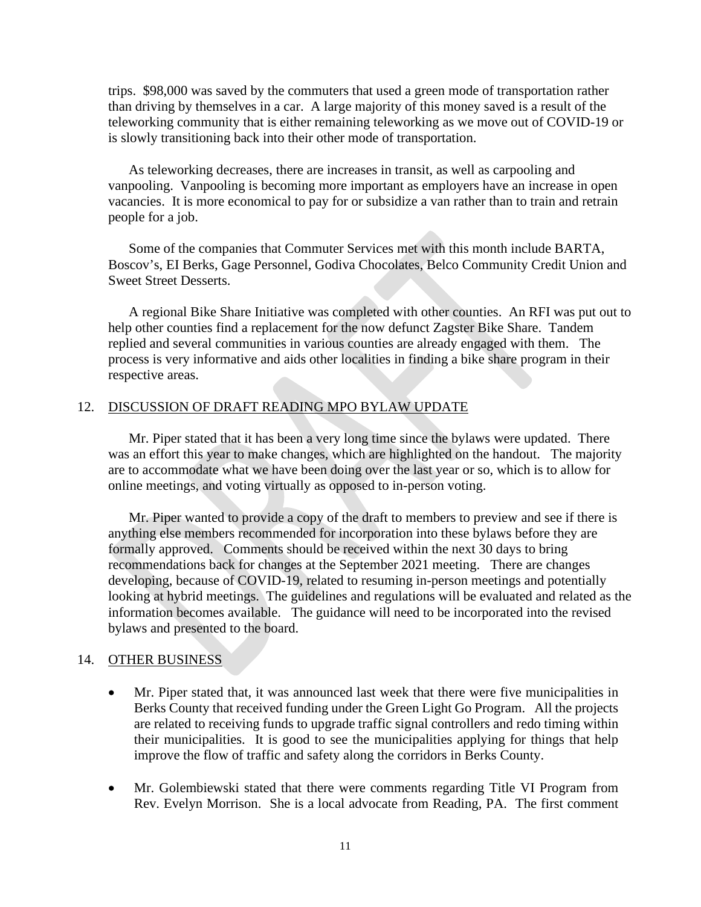trips. $98,000 was saved by the commuters that used a green mode of transportation rather than driving by themselves in a car. A large majority of this money saved is a result of the teleworking community that is either remaining teleworking as we move out of COVID-19 or is slowly transitioning back into their other mode of transportation.

As teleworking decreases, there are increases in transit, as well as carpooling and vanpooling. Vanpooling is becoming more important as employers have an increase in open vacancies. It is more economical to pay for or subsidize a van rather than to train and retrain people for a job.

Some of the companies that Commuter Services met with this month include BARTA, Boscov's, EI Berks, Gage Personnel, Godiva Chocolates, Belco Community Credit Union and Sweet Street Desserts.

A regional Bike Share Initiative was completed with other counties. An RFI was put out to help other counties find a replacement for the now defunct Zagster Bike Share. Tandem replied and several communities in various counties are already engaged with them. The process is very informative and aids other localities in finding a bike share program in their respective areas.

12. DISCUSSION OF DRAFT READING MPO BYLAW UPDATE

Mr. Piper stated that it has been a very long time since the bylaws were updated. There was an effort this year to make changes, which are highlighted on the handout. The majority are to accommodate what we have been doing over the last year or so, which is to allow for online meetings, and voting virtually as opposed to in-person voting.

Mr. Piper wanted to provide a copy of the draft to members to preview and see if there is anything else members recommended for incorporation into these bylaws before they are formally approved. Comments should be received within the next 30 days to bring recommendations back for changes at the September 2021 meeting. There are changes developing, because of COVID-19, related to resuming in-person meetings and potentially looking at hybrid meetings. The guidelines and regulations will be evaluated and related as the information becomes available. The guidance will need to be incorporated into the revised bylaws and presented to the board.

14. OTHER BUSINESS

- Mr. Piper stated that, it was announced last week that there were five municipalities in Berks County that received funding under the Green Light Go Program. All the projects are related to receiving funds to upgrade traffic signal controllers and redo timing within their municipalities. It is good to see the municipalities applying for things that help improve the flow of traffic and safety along the corridors in Berks County.

- Mr. Golembiewski stated that there were comments regarding Title VI Program from Rev. Evelyn Morrison. She is a local advocate from Reading, PA. The first comment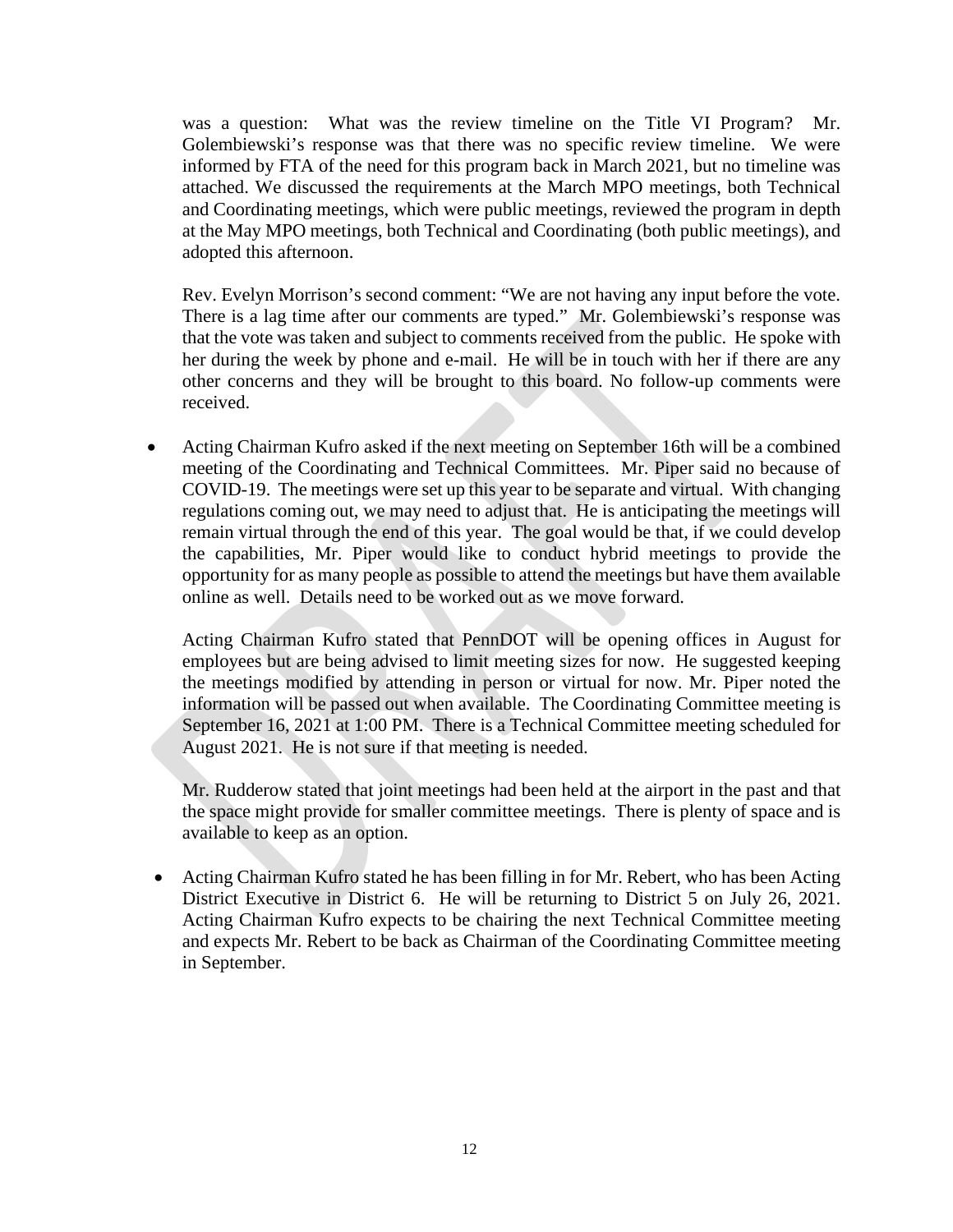was a question: What was the review timeline on the Title VI Program? Mr. Golembiewski's response was that there was no specific review timeline. We were informed by FTA of the need for this program back in March 2021, but no timeline was attached. We discussed the requirements at the March MPO meetings, both Technical and Coordinating meetings, which were public meetings, reviewed the program in depth at the May MPO meetings, both Technical and Coordinating (both public meetings), and adopted this afternoon.

Rev. Evelyn Morrison's second comment: "We are not having any input before the vote. There is a lag time after our comments are typed." Mr. Golembiewski's response was that the vote was taken and subject to comments received from the public. He spoke with her during the week by phone and e-mail. He will be in touch with her if there are any other concerns and they will be brought to this board. No follow-up comments were received.

- Acting Chairman Kufro asked if the next meeting on September 16th will be a combined meeting of the Coordinating and Technical Committees. Mr. Piper said no because of COVID-19. The meetings were set up this year to be separate and virtual. With changing regulations coming out, we may need to adjust that. He is anticipating the meetings will remain virtual through the end of this year. The goal would be that, if we could develop the capabilities, Mr. Piper would like to conduct hybrid meetings to provide the opportunity for as many people as possible to attend the meetings but have them available online as well. Details need to be worked out as we move forward.

  Acting Chairman Kufro stated that PennDOT will be opening offices in August for employees but are being advised to limit meeting sizes for now. He suggested keeping the meetings modified by attending in person or virtual for now. Mr. Piper noted the information will be passed out when available. The Coordinating Committee meeting is September 16, 2021 at 1:00 PM. There is a Technical Committee meeting scheduled for August 2021. He is not sure if that meeting is needed.

  Mr. Rudderow stated that joint meetings had been held at the airport in the past and that the space might provide for smaller committee meetings. There is plenty of space and is available to keep as an option.

- Acting Chairman Kufro stated he has been filling in for Mr. Rebert, who has been Acting District Executive in District 6. He will be returning to District 5 on July 26, 2021. Acting Chairman Kufro expects to be chairing the next Technical Committee meeting and expects Mr. Rebert to be back as Chairman of the Coordinating Committee meeting in September.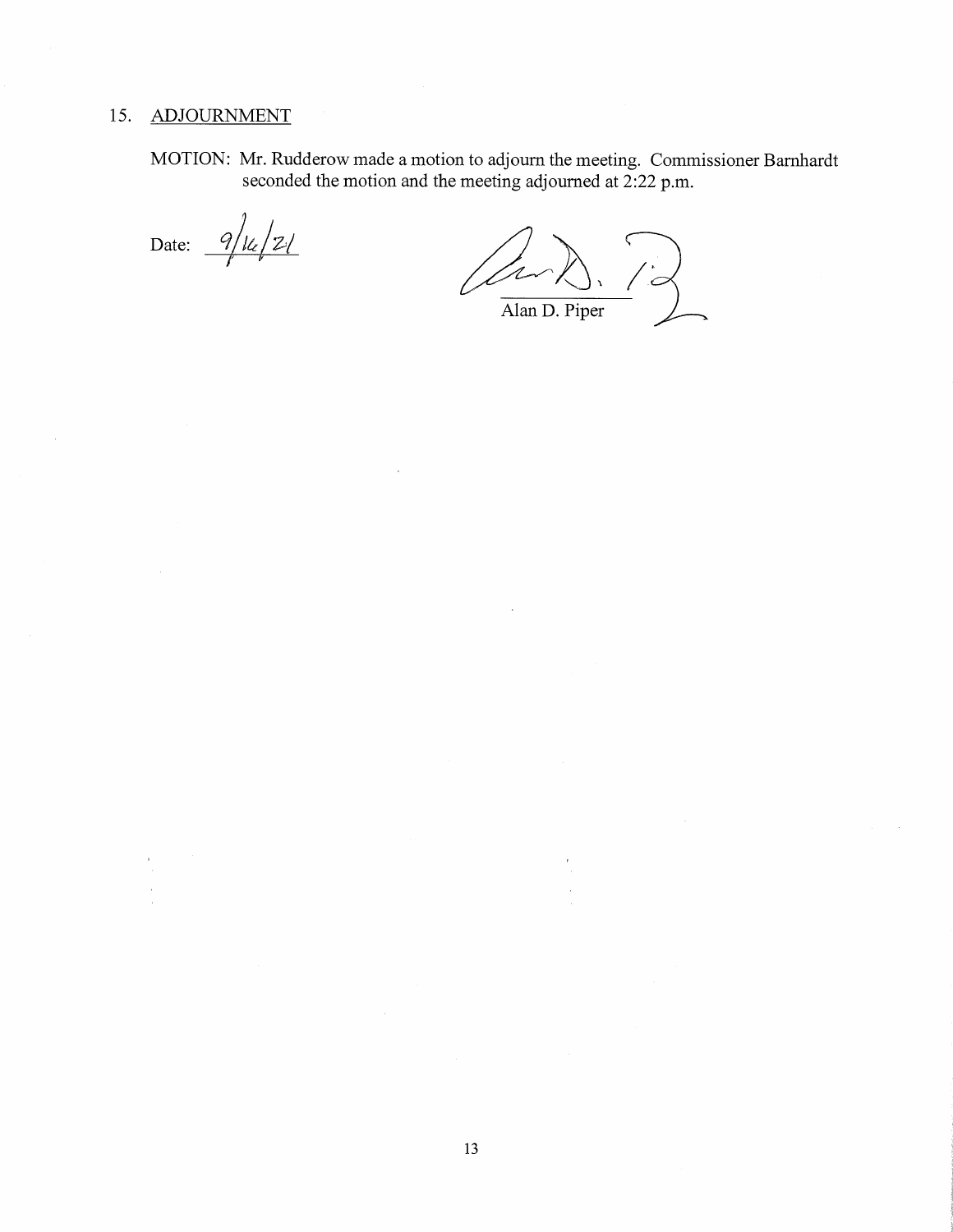## 15. ADJOURNMENT

MOTION: Mr. Rudderow made a motion to adjourn the meeting. Commissioner Barnhardt seconded the motion and the meeting adjourned at 2:22 p.m.

Date: 9/16/21

Alan D. Piper